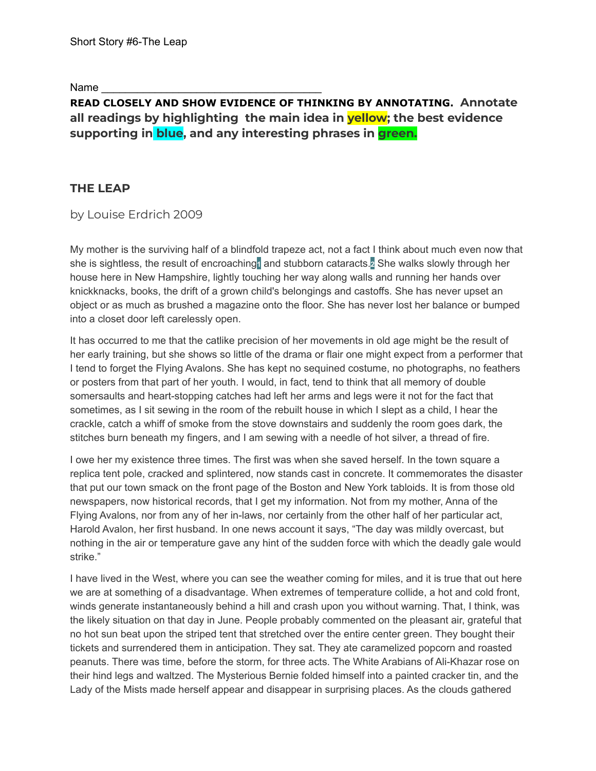Short Story #6-The Leap

Name ____________________________________

**READ CLOSELY AND SHOW EVIDENCE OF THINKING BY ANNOTATING. Annotate all readings by highlighting the main idea in yellow; the best evidence supporting in blue, and any interesting phrases in green.**

## THE LEAP

by Louise Erdrich 2009

My mother is the surviving half of a blindfold trapeze act, not a fact I think about much even now that she is sightless, the result of encroaching[1] and stubborn cataracts.[2] She walks slowly through her house here in New Hampshire, lightly touching her way along walls and running her hands over knickknacks, books, the drift of a grown child's belongings and castoffs. She has never upset an object or as much as brushed a magazine onto the floor. She has never lost her balance or bumped into a closet door left carelessly open.

It has occurred to me that the catlike precision of her movements in old age might be the result of her early training, but she shows so little of the drama or flair one might expect from a performer that I tend to forget the Flying Avalons. She has kept no sequined costume, no photographs, no feathers or posters from that part of her youth. I would, in fact, tend to think that all memory of double somersaults and heart-stopping catches had left her arms and legs were it not for the fact that sometimes, as I sit sewing in the room of the rebuilt house in which I slept as a child, I hear the crackle, catch a whiff of smoke from the stove downstairs and suddenly the room goes dark, the stitches burn beneath my fingers, and I am sewing with a needle of hot silver, a thread of fire.

I owe her my existence three times. The first was when she saved herself. In the town square a replica tent pole, cracked and splintered, now stands cast in concrete. It commemorates the disaster that put our town smack on the front page of the Boston and New York tabloids. It is from those old newspapers, now historical records, that I get my information. Not from my mother, Anna of the Flying Avalons, nor from any of her in-laws, nor certainly from the other half of her particular act, Harold Avalon, her first husband. In one news account it says, "The day was mildly overcast, but nothing in the air or temperature gave any hint of the sudden force with which the deadly gale would strike."

I have lived in the West, where you can see the weather coming for miles, and it is true that out here we are at something of a disadvantage. When extremes of temperature collide, a hot and cold front, winds generate instantaneously behind a hill and crash upon you without warning. That, I think, was the likely situation on that day in June. People probably commented on the pleasant air, grateful that no hot sun beat upon the striped tent that stretched over the entire center green. They bought their tickets and surrendered them in anticipation. They sat. They ate caramelized popcorn and roasted peanuts. There was time, before the storm, for three acts. The White Arabians of Ali-Khazar rose on their hind legs and waltzed. The Mysterious Bernie folded himself into a painted cracker tin, and the Lady of the Mists made herself appear and disappear in surprising places. As the clouds gathered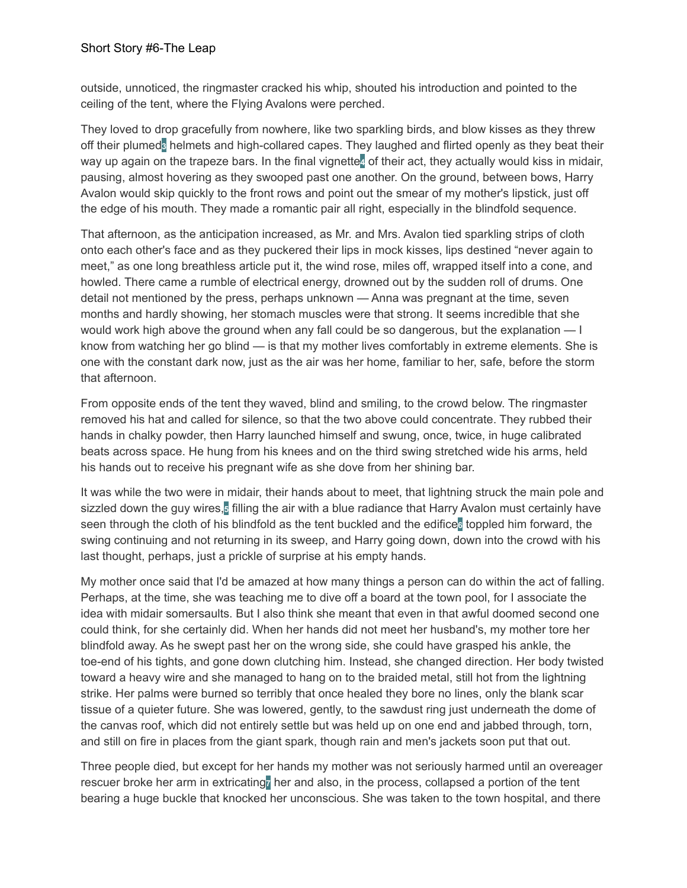outside, unnoticed, the ringmaster cracked his whip, shouted his introduction and pointed to the ceiling of the tent, where the Flying Avalons were perched.

They loved to drop gracefully from nowhere, like two sparkling birds, and blow kisses as they threw off their plumed[3] helmets and high-collared capes. They laughed and flirted openly as they beat their way up again on the trapeze bars. In the final vignette[4] of their act, they actually would kiss in midair, pausing, almost hovering as they swooped past one another. On the ground, between bows, Harry Avalon would skip quickly to the front rows and point out the smear of my mother's lipstick, just off the edge of his mouth. They made a romantic pair all right, especially in the blindfold sequence.

That afternoon, as the anticipation increased, as Mr. and Mrs. Avalon tied sparkling strips of cloth onto each other's face and as they puckered their lips in mock kisses, lips destined "never again to meet," as one long breathless article put it, the wind rose, miles off, wrapped itself into a cone, and howled. There came a rumble of electrical energy, drowned out by the sudden roll of drums. One detail not mentioned by the press, perhaps unknown — Anna was pregnant at the time, seven months and hardly showing, her stomach muscles were that strong. It seems incredible that she would work high above the ground when any fall could be so dangerous, but the explanation — I know from watching her go blind — is that my mother lives comfortably in extreme elements. She is one with the constant dark now, just as the air was her home, familiar to her, safe, before the storm that afternoon.

From opposite ends of the tent they waved, blind and smiling, to the crowd below. The ringmaster removed his hat and called for silence, so that the two above could concentrate. They rubbed their hands in chalky powder, then Harry launched himself and swung, once, twice, in huge calibrated beats across space. He hung from his knees and on the third swing stretched wide his arms, held his hands out to receive his pregnant wife as she dove from her shining bar.

It was while the two were in midair, their hands about to meet, that lightning struck the main pole and sizzled down the guy wires,[5] filling the air with a blue radiance that Harry Avalon must certainly have seen through the cloth of his blindfold as the tent buckled and the edifice[6] toppled him forward, the swing continuing and not returning in its sweep, and Harry going down, down into the crowd with his last thought, perhaps, just a prickle of surprise at his empty hands.

My mother once said that I'd be amazed at how many things a person can do within the act of falling. Perhaps, at the time, she was teaching me to dive off a board at the town pool, for I associate the idea with midair somersaults. But I also think she meant that even in that awful doomed second one could think, for she certainly did. When her hands did not meet her husband's, my mother tore her blindfold away. As he swept past her on the wrong side, she could have grasped his ankle, the toe-end of his tights, and gone down clutching him. Instead, she changed direction. Her body twisted toward a heavy wire and she managed to hang on to the braided metal, still hot from the lightning strike. Her palms were burned so terribly that once healed they bore no lines, only the blank scar tissue of a quieter future. She was lowered, gently, to the sawdust ring just underneath the dome of the canvas roof, which did not entirely settle but was held up on one end and jabbed through, torn, and still on fire in places from the giant spark, though rain and men's jackets soon put that out.

Three people died, but except for her hands my mother was not seriously harmed until an overeager rescuer broke her arm in extricating[7] her and also, in the process, collapsed a portion of the tent bearing a huge buckle that knocked her unconscious. She was taken to the town hospital, and there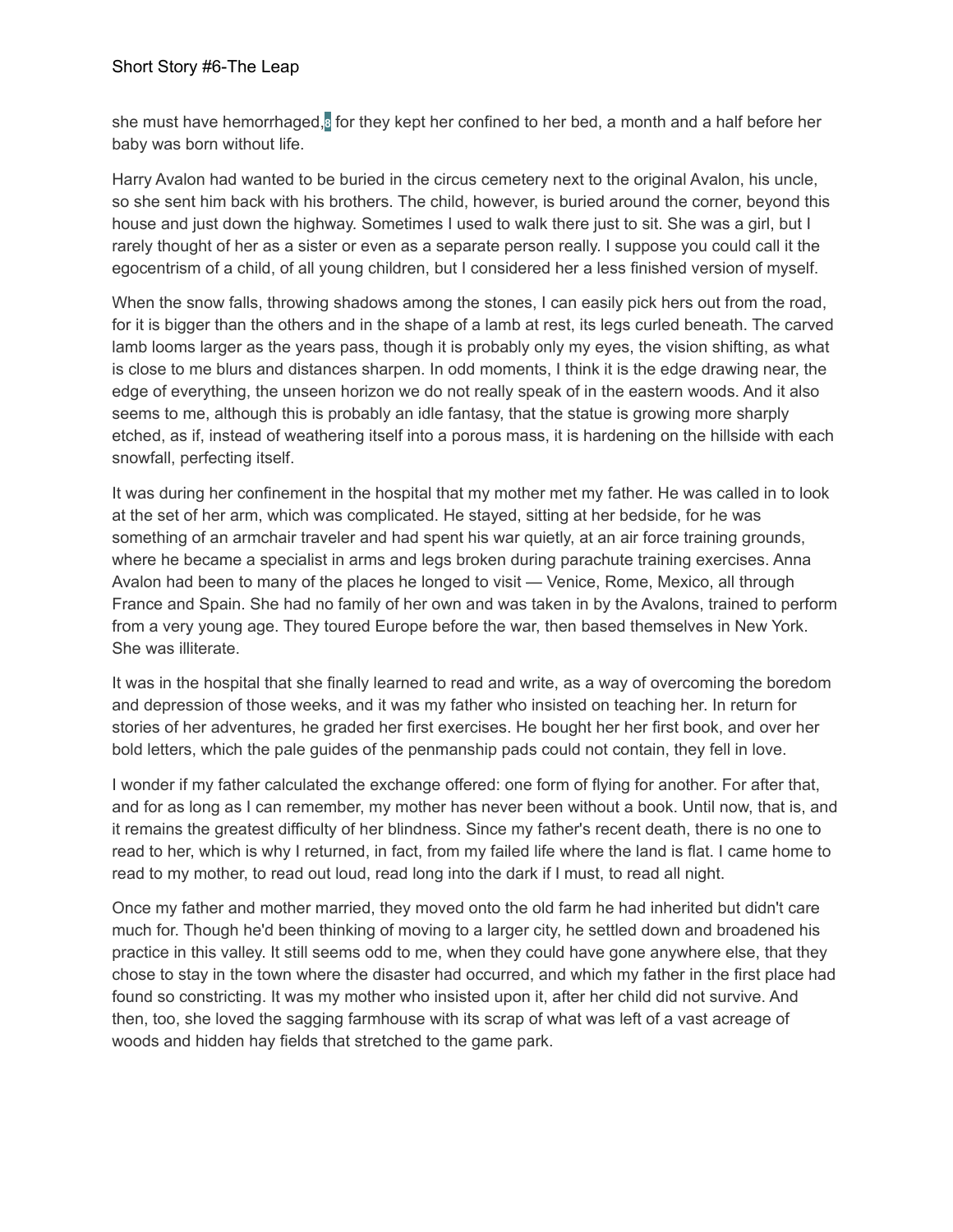she must have hemorrhaged,[8] for they kept her confined to her bed, a month and a half before her baby was born without life.

Harry Avalon had wanted to be buried in the circus cemetery next to the original Avalon, his uncle, so she sent him back with his brothers. The child, however, is buried around the corner, beyond this house and just down the highway. Sometimes I used to walk there just to sit. She was a girl, but I rarely thought of her as a sister or even as a separate person really. I suppose you could call it the egocentrism of a child, of all young children, but I considered her a less finished version of myself.

When the snow falls, throwing shadows among the stones, I can easily pick hers out from the road, for it is bigger than the others and in the shape of a lamb at rest, its legs curled beneath. The carved lamb looms larger as the years pass, though it is probably only my eyes, the vision shifting, as what is close to me blurs and distances sharpen. In odd moments, I think it is the edge drawing near, the edge of everything, the unseen horizon we do not really speak of in the eastern woods. And it also seems to me, although this is probably an idle fantasy, that the statue is growing more sharply etched, as if, instead of weathering itself into a porous mass, it is hardening on the hillside with each snowfall, perfecting itself.

It was during her confinement in the hospital that my mother met my father. He was called in to look at the set of her arm, which was complicated. He stayed, sitting at her bedside, for he was something of an armchair traveler and had spent his war quietly, at an air force training grounds, where he became a specialist in arms and legs broken during parachute training exercises. Anna Avalon had been to many of the places he longed to visit — Venice, Rome, Mexico, all through France and Spain. She had no family of her own and was taken in by the Avalons, trained to perform from a very young age. They toured Europe before the war, then based themselves in New York. She was illiterate.

It was in the hospital that she finally learned to read and write, as a way of overcoming the boredom and depression of those weeks, and it was my father who insisted on teaching her. In return for stories of her adventures, he graded her first exercises. He bought her her first book, and over her bold letters, which the pale guides of the penmanship pads could not contain, they fell in love.

I wonder if my father calculated the exchange offered: one form of flying for another. For after that, and for as long as I can remember, my mother has never been without a book. Until now, that is, and it remains the greatest difficulty of her blindness. Since my father's recent death, there is no one to read to her, which is why I returned, in fact, from my failed life where the land is flat. I came home to read to my mother, to read out loud, read long into the dark if I must, to read all night.

Once my father and mother married, they moved onto the old farm he had inherited but didn't care much for. Though he'd been thinking of moving to a larger city, he settled down and broadened his practice in this valley. It still seems odd to me, when they could have gone anywhere else, that they chose to stay in the town where the disaster had occurred, and which my father in the first place had found so constricting. It was my mother who insisted upon it, after her child did not survive. And then, too, she loved the sagging farmhouse with its scrap of what was left of a vast acreage of woods and hidden hay fields that stretched to the game park.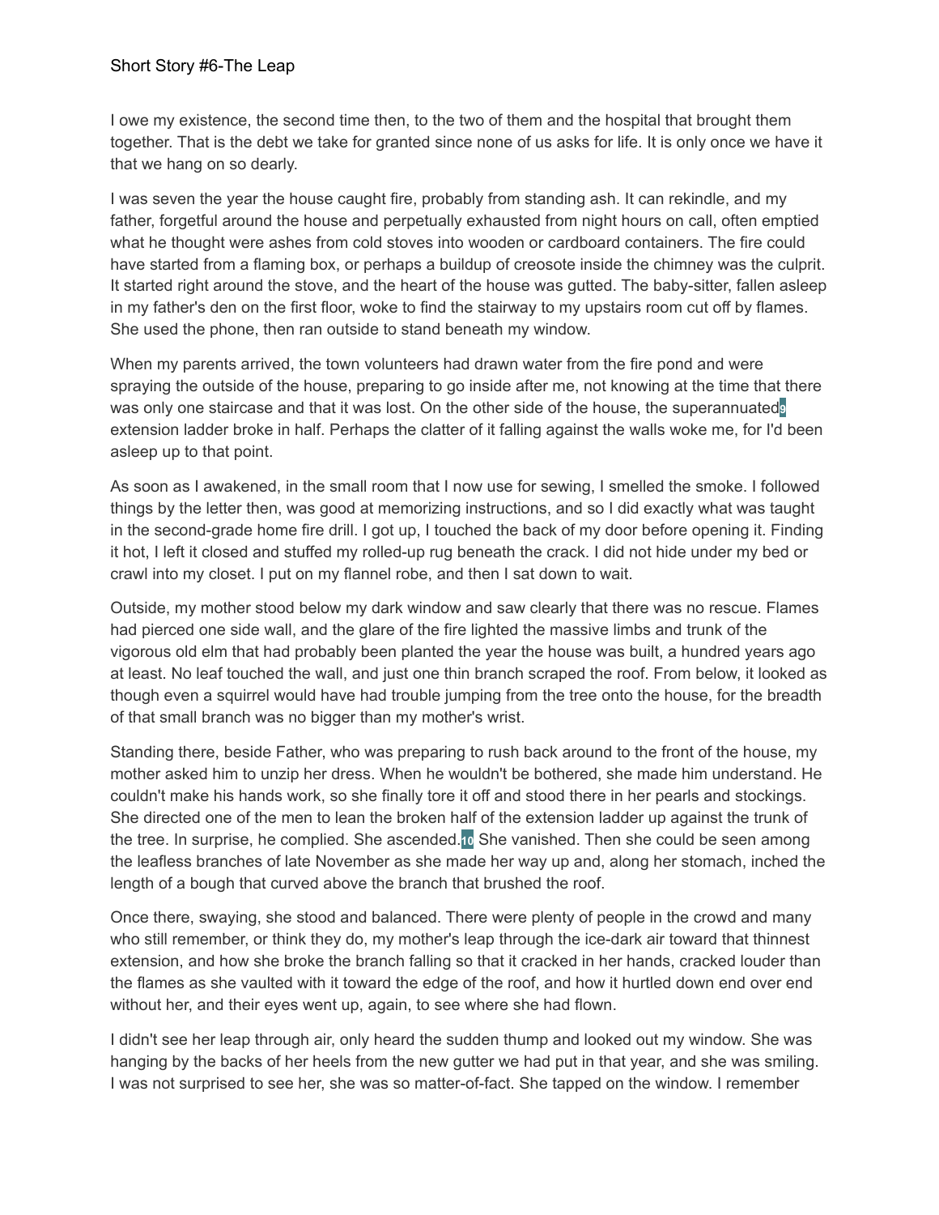Short Story #6-The Leap

I owe my existence, the second time then, to the two of them and the hospital that brought them together. That is the debt we take for granted since none of us asks for life. It is only once we have it that we hang on so dearly.

I was seven the year the house caught fire, probably from standing ash. It can rekindle, and my father, forgetful around the house and perpetually exhausted from night hours on call, often emptied what he thought were ashes from cold stoves into wooden or cardboard containers. The fire could have started from a flaming box, or perhaps a buildup of creosote inside the chimney was the culprit. It started right around the stove, and the heart of the house was gutted. The baby-sitter, fallen asleep in my father's den on the first floor, woke to find the stairway to my upstairs room cut off by flames. She used the phone, then ran outside to stand beneath my window.

When my parents arrived, the town volunteers had drawn water from the fire pond and were spraying the outside of the house, preparing to go inside after me, not knowing at the time that there was only one staircase and that it was lost. On the other side of the house, the superannuated[9] extension ladder broke in half. Perhaps the clatter of it falling against the walls woke me, for I'd been asleep up to that point.

As soon as I awakened, in the small room that I now use for sewing, I smelled the smoke. I followed things by the letter then, was good at memorizing instructions, and so I did exactly what was taught in the second-grade home fire drill. I got up, I touched the back of my door before opening it. Finding it hot, I left it closed and stuffed my rolled-up rug beneath the crack. I did not hide under my bed or crawl into my closet. I put on my flannel robe, and then I sat down to wait.

Outside, my mother stood below my dark window and saw clearly that there was no rescue. Flames had pierced one side wall, and the glare of the fire lighted the massive limbs and trunk of the vigorous old elm that had probably been planted the year the house was built, a hundred years ago at least. No leaf touched the wall, and just one thin branch scraped the roof. From below, it looked as though even a squirrel would have had trouble jumping from the tree onto the house, for the breadth of that small branch was no bigger than my mother's wrist.

Standing there, beside Father, who was preparing to rush back around to the front of the house, my mother asked him to unzip her dress. When he wouldn't be bothered, she made him understand. He couldn't make his hands work, so she finally tore it off and stood there in her pearls and stockings. She directed one of the men to lean the broken half of the extension ladder up against the trunk of the tree. In surprise, he complied. She ascended.[10] She vanished. Then she could be seen among the leafless branches of late November as she made her way up and, along her stomach, inched the length of a bough that curved above the branch that brushed the roof.

Once there, swaying, she stood and balanced. There were plenty of people in the crowd and many who still remember, or think they do, my mother's leap through the ice-dark air toward that thinnest extension, and how she broke the branch falling so that it cracked in her hands, cracked louder than the flames as she vaulted with it toward the edge of the roof, and how it hurtled down end over end without her, and their eyes went up, again, to see where she had flown.

I didn't see her leap through air, only heard the sudden thump and looked out my window. She was hanging by the backs of her heels from the new gutter we had put in that year, and she was smiling. I was not surprised to see her, she was so matter-of-fact. She tapped on the window. I remember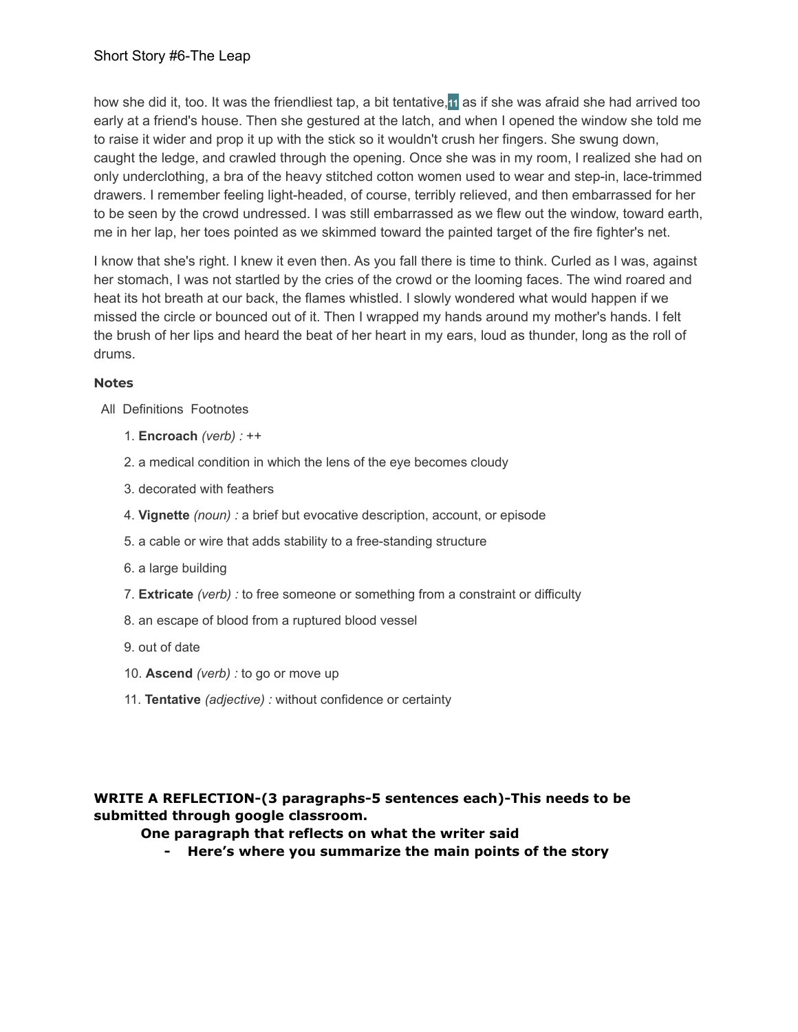how she did it, too. It was the friendliest tap, a bit tentative,[11] as if she was afraid she had arrived too early at a friend's house. Then she gestured at the latch, and when I opened the window she told me to raise it wider and prop it up with the stick so it wouldn't crush her fingers. She swung down, caught the ledge, and crawled through the opening. Once she was in my room, I realized she had on only underclothing, a bra of the heavy stitched cotton women used to wear and step-in, lace-trimmed drawers. I remember feeling light-headed, of course, terribly relieved, and then embarrassed for her to be seen by the crowd undressed. I was still embarrassed as we flew out the window, toward earth, me in her lap, her toes pointed as we skimmed toward the painted target of the fire fighter's net.

I know that she's right. I knew it even then. As you fall there is time to think. Curled as I was, against her stomach, I was not startled by the cries of the crowd or the looming faces. The wind roared and heat its hot breath at our back, the flames whistled. I slowly wondered what would happen if we missed the circle or bounced out of it. Then I wrapped my hands around my mother's hands. I felt the brush of her lips and heard the beat of her heart in my ears, loud as thunder, long as the roll of drums.

### Notes

All Definitions Footnotes

1. **Encroach** *(verb) :* ++
2. a medical condition in which the lens of the eye becomes cloudy
3. decorated with feathers
4. **Vignette** *(noun) :* a brief but evocative description, account, or episode
5. a cable or wire that adds stability to a free-standing structure
6. a large building
7. **Extricate** *(verb) :* to free someone or something from a constraint or difficulty
8. an escape of blood from a ruptured blood vessel
9. out of date
10. **Ascend** *(verb) :* to go or move up
11. **Tentative** *(adjective) :* without confidence or certainty

**WRITE A REFLECTION-(3 paragraphs-5 sentences each)-This needs to be submitted through google classroom.**

**One paragraph that reflects on what the writer said**

- **Here's where you summarize the main points of the story**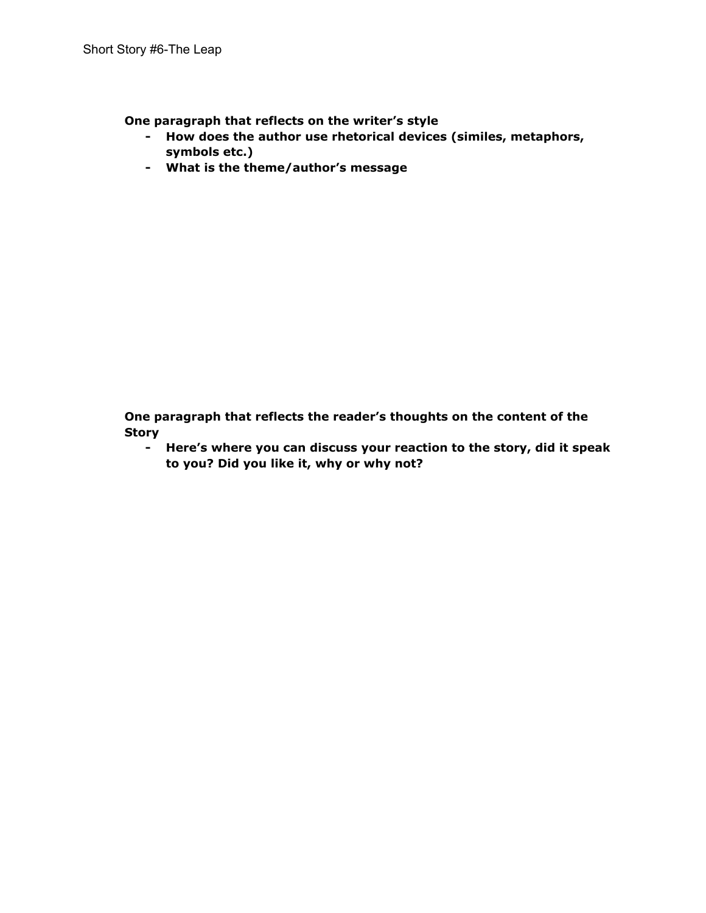Short Story #6-The Leap

**One paragraph that reflects on the writer's style**

- **How does the author use rhetorical devices (similes, metaphors, symbols etc.)**
- **What is the theme/author's message**

**One paragraph that reflects the reader's thoughts on the content of the Story**

- **Here's where you can discuss your reaction to the story, did it speak to you? Did you like it, why or why not?**